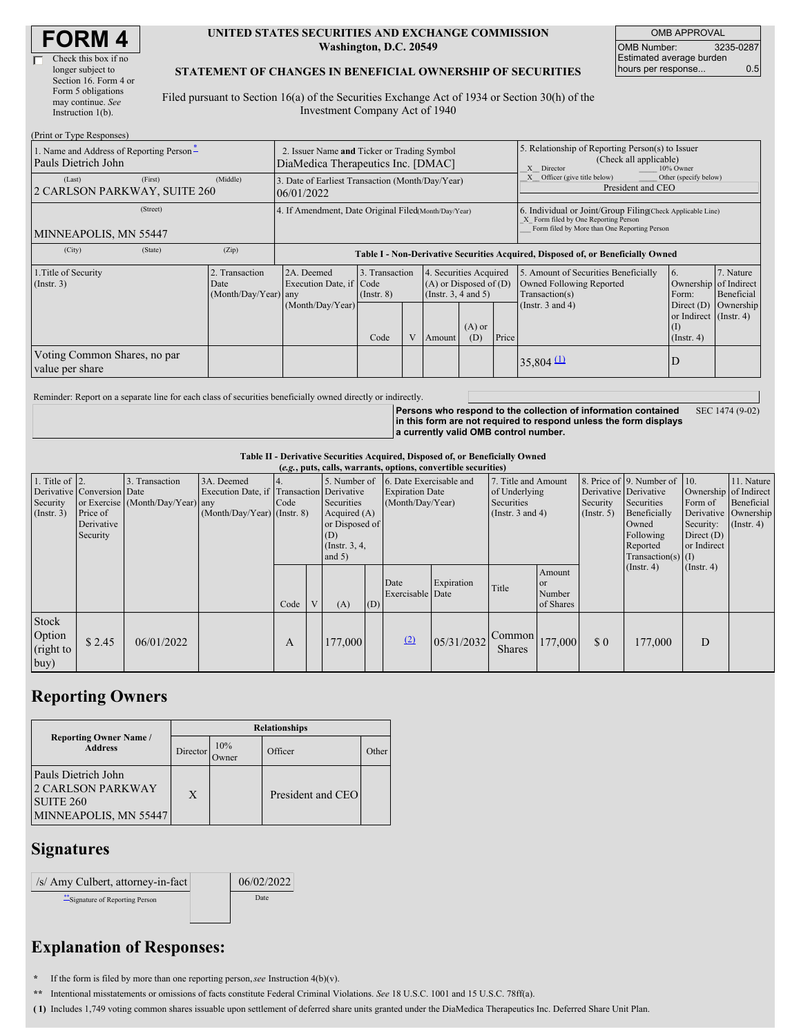# FORM 4

Check this box if no longer subject to Section 16. Form 4 or Form 5 obligations may continue. *See* Instruction 1(b).

**UNITED STATES SECURITIES AND EXCHANGE COMMISSION**
**Washington, D.C. 20549**

**STATEMENT OF CHANGES IN BENEFICIAL OWNERSHIP OF SECURITIES**

Filed pursuant to Section 16(a) of the Securities Exchange Act of 1934 or Section 30(h) of the Investment Company Act of 1940

| OMB APPROVAL | |
|---|---|
| OMB Number: | 3235-0287 |
| Estimated average burden hours per response... | 0.5 |

(Print or Type Responses)

1. Name and Address of Reporting Person*
Pauls Dietrich John
(Last) (First) (Middle)
2 CARLSON PARKWAY, SUITE 260
(Street)
MINNEAPOLIS, MN 55447
(City) (State) (Zip)

2. Issuer Name **and** Ticker or Trading Symbol
DiaMedica Therapeutics Inc. [DMAC]

3. Date of Earliest Transaction (Month/Day/Year)
06/01/2022

4. If Amendment, Date Original Filed (Month/Day/Year)

5. Relationship of Reporting Person(s) to Issuer (Check all applicable)
_X_ Director ___ 10% Owner
_X_ Officer (give title below) ___ Other (specify below)
President and CEO

6. Individual or Joint/Group Filing (Check Applicable Line)
_X_ Form filed by One Reporting Person
___ Form filed by More than One Reporting Person

**Table I - Non-Derivative Securities Acquired, Disposed of, or Beneficially Owned**

| 1.Title of Security (Instr. 3) | 2. Transaction Date (Month/Day/Year) | 2A. Deemed Execution Date, if any (Month/Day/Year) | 3. Transaction Code (Instr. 8) | | 4. Securities Acquired (A) or Disposed of (D) (Instr. 3, 4 and 5) | | | 5. Amount of Securities Beneficially Owned Following Reported Transaction(s) (Instr. 3 and 4) | 6. Ownership Form: Direct (D) or Indirect (I) (Instr. 4) | 7. Nature of Indirect Beneficial Ownership (Instr. 4) |
|---|---|---|---|---|---|---|---|---|---|---|
| | | | Code | V | Amount | (A) or (D) | Price | | | |
| Voting Common Shares, no par value per share | | | | | | | | 35,804 (1) | D | |

Reminder: Report on a separate line for each class of securities beneficially owned directly or indirectly.

**Persons who respond to the collection of information contained in this form are not required to respond unless the form displays a currently valid OMB control number.** SEC 1474 (9-02)

**Table II - Derivative Securities Acquired, Disposed of, or Beneficially Owned**
***(e.g., puts, calls, warrants, options, convertible securities)***

| 1. Title of Derivative Security (Instr. 3) | 2. Conversion or Exercise Price of Derivative Security | 3. Transaction Date (Month/Day/Year) | 3A. Deemed Execution Date, if any (Month/Day/Year) | 4. Transaction Code (Instr. 8) | | 5. Number of Derivative Securities Acquired (A) or Disposed of (D) (Instr. 3, 4, and 5) | | 6. Date Exercisable and Expiration Date (Month/Day/Year) | | 7. Title and Amount of Underlying Securities (Instr. 3 and 4) | | 8. Price of Derivative Security (Instr. 5) | 9. Number of Derivative Securities Beneficially Owned Following Reported Transaction(s) (Instr. 4) | 10. Ownership Form of Derivative Security: Direct (D) or Indirect (I) (Instr. 4) | 11. Nature of Indirect Beneficial Ownership (Instr. 4) |
|---|---|---|---|---|---|---|---|---|---|---|---|---|---|---|---|
| | | | | Code | V | (A) | (D) | Date Exercisable | Expiration Date | Title | Amount or Number of Shares | | | | |
| Stock Option (right to buy) | $ 2.45 | 06/01/2022 | | A | | 177,000 | | (2) | 05/31/2032 | Common Shares | 177,000 | $ 0 | 177,000 | D | |

## Reporting Owners

| Reporting Owner Name / Address | Relationships | | | |
|---|---|---|---|---|
| | Director | 10% Owner | Officer | Other |
| Pauls Dietrich John<br>2 CARLSON PARKWAY<br>SUITE 260<br>MINNEAPOLIS, MN 55447 | X | | President and CEO | |

## Signatures

| /s/ Amy Culbert, attorney-in-fact | 06/02/2022 |
|---|---|
| **Signature of Reporting Person | Date |

## Explanation of Responses:

\* If the form is filed by more than one reporting person, *see* Instruction 4(b)(v).

\*\* Intentional misstatements or omissions of facts constitute Federal Criminal Violations. *See* 18 U.S.C. 1001 and 15 U.S.C. 78ff(a).

**( 1)** Includes 1,749 voting common shares issuable upon settlement of deferred share units granted under the DiaMedica Therapeutics Inc. Deferred Share Unit Plan.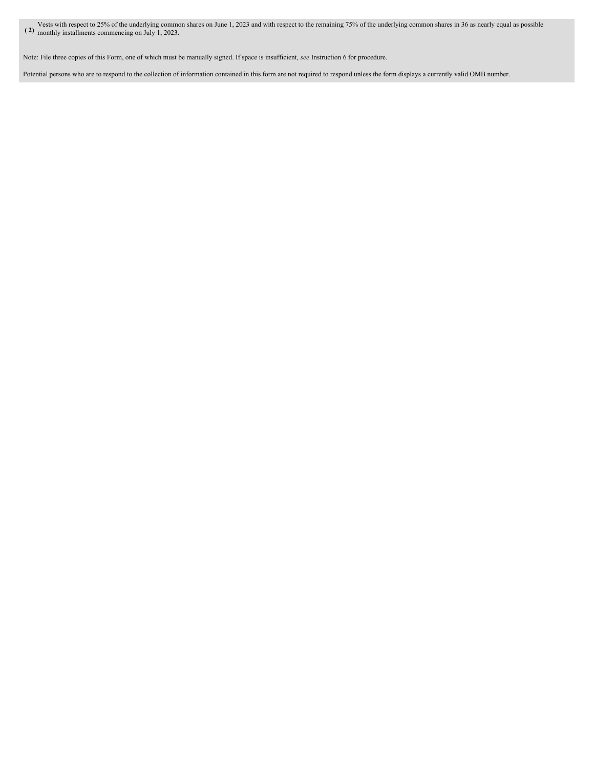( 2) Vests with respect to 25% of the underlying common shares on June 1, 2023 and with respect to the remaining 75% of the underlying common shares in 36 as nearly equal as possible monthly installments commencing on July 1, 2023.

Note: File three copies of this Form, one of which must be manually signed. If space is insufficient, *see* Instruction 6 for procedure.

Potential persons who are to respond to the collection of information contained in this form are not required to respond unless the form displays a currently valid OMB number.